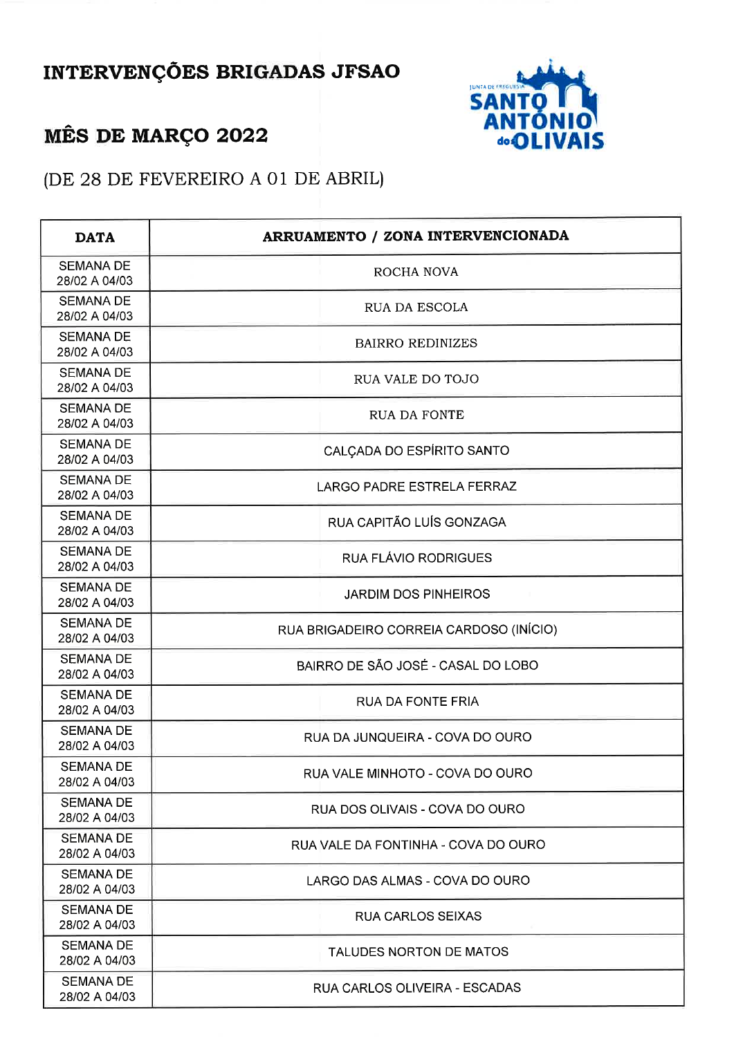# INTERVENÇÕES BRIGADAS JFSAO

## MÊS DE MARÇO 2022

(DE 28 DE FEVEREIRO A 01 DE ABRIL)

| DATA | ARRUAMENTO / ZONA INTERVENCIONADA |
|---|---|
| SEMANA DE 28/02 A 04/03 | ROCHA NOVA |
| SEMANA DE 28/02 A 04/03 | RUA DA ESCOLA |
| SEMANA DE 28/02 A 04/03 | BAIRRO REDINIZES |
| SEMANA DE 28/02 A 04/03 | RUA VALE DO TOJO |
| SEMANA DE 28/02 A 04/03 | RUA DA FONTE |
| SEMANA DE 28/02 A 04/03 | CALÇADA DO ESPÍRITO SANTO |
| SEMANA DE 28/02 A 04/03 | LARGO PADRE ESTRELA FERRAZ |
| SEMANA DE 28/02 A 04/03 | RUA CAPITÃO LUÍS GONZAGA |
| SEMANA DE 28/02 A 04/03 | RUA FLÁVIO RODRIGUES |
| SEMANA DE 28/02 A 04/03 | JARDIM DOS PINHEIROS |
| SEMANA DE 28/02 A 04/03 | RUA BRIGADEIRO CORREIA CARDOSO (INÍCIO) |
| SEMANA DE 28/02 A 04/03 | BAIRRO DE SÃO JOSÉ - CASAL DO LOBO |
| SEMANA DE 28/02 A 04/03 | RUA DA FONTE FRIA |
| SEMANA DE 28/02 A 04/03 | RUA DA JUNQUEIRA - COVA DO OURO |
| SEMANA DE 28/02 A 04/03 | RUA VALE MINHOTO - COVA DO OURO |
| SEMANA DE 28/02 A 04/03 | RUA DOS OLIVAIS - COVA DO OURO |
| SEMANA DE 28/02 A 04/03 | RUA VALE DA FONTINHA - COVA DO OURO |
| SEMANA DE 28/02 A 04/03 | LARGO DAS ALMAS - COVA DO OURO |
| SEMANA DE 28/02 A 04/03 | RUA CARLOS SEIXAS |
| SEMANA DE 28/02 A 04/03 | TALUDES NORTON DE MATOS |
| SEMANA DE 28/02 A 04/03 | RUA CARLOS OLIVEIRA - ESCADAS |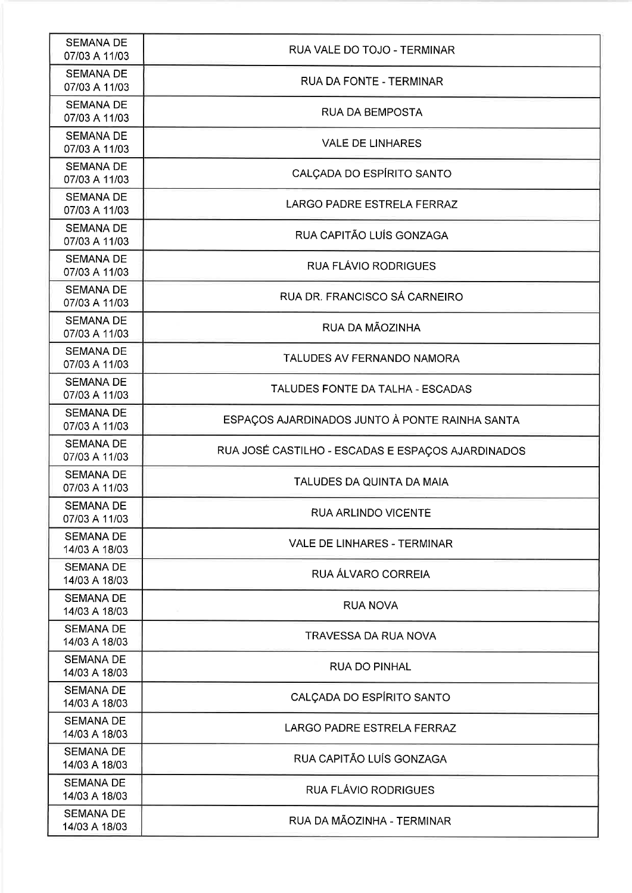| | |
|---|---|
| SEMANA DE 07/03 A 11/03 | RUA VALE DO TOJO - TERMINAR |
| SEMANA DE 07/03 A 11/03 | RUA DA FONTE - TERMINAR |
| SEMANA DE 07/03 A 11/03 | RUA DA BEMPOSTA |
| SEMANA DE 07/03 A 11/03 | VALE DE LINHARES |
| SEMANA DE 07/03 A 11/03 | CALÇADA DO ESPÍRITO SANTO |
| SEMANA DE 07/03 A 11/03 | LARGO PADRE ESTRELA FERRAZ |
| SEMANA DE 07/03 A 11/03 | RUA CAPITÃO LUÍS GONZAGA |
| SEMANA DE 07/03 A 11/03 | RUA FLÁVIO RODRIGUES |
| SEMANA DE 07/03 A 11/03 | RUA DR. FRANCISCO SÁ CARNEIRO |
| SEMANA DE 07/03 A 11/03 | RUA DA MÃOZINHA |
| SEMANA DE 07/03 A 11/03 | TALUDES AV FERNANDO NAMORA |
| SEMANA DE 07/03 A 11/03 | TALUDES FONTE DA TALHA - ESCADAS |
| SEMANA DE 07/03 A 11/03 | ESPAÇOS AJARDINADOS JUNTO À PONTE RAINHA SANTA |
| SEMANA DE 07/03 A 11/03 | RUA JOSÉ CASTILHO - ESCADAS E ESPAÇOS AJARDINADOS |
| SEMANA DE 07/03 A 11/03 | TALUDES DA QUINTA DA MAIA |
| SEMANA DE 07/03 A 11/03 | RUA ARLINDO VICENTE |
| SEMANA DE 14/03 A 18/03 | VALE DE LINHARES - TERMINAR |
| SEMANA DE 14/03 A 18/03 | RUA ÁLVARO CORREIA |
| SEMANA DE 14/03 A 18/03 | RUA NOVA |
| SEMANA DE 14/03 A 18/03 | TRAVESSA DA RUA NOVA |
| SEMANA DE 14/03 A 18/03 | RUA DO PINHAL |
| SEMANA DE 14/03 A 18/03 | CALÇADA DO ESPÍRITO SANTO |
| SEMANA DE 14/03 A 18/03 | LARGO PADRE ESTRELA FERRAZ |
| SEMANA DE 14/03 A 18/03 | RUA CAPITÃO LUÍS GONZAGA |
| SEMANA DE 14/03 A 18/03 | RUA FLÁVIO RODRIGUES |
| SEMANA DE 14/03 A 18/03 | RUA DA MÃOZINHA - TERMINAR |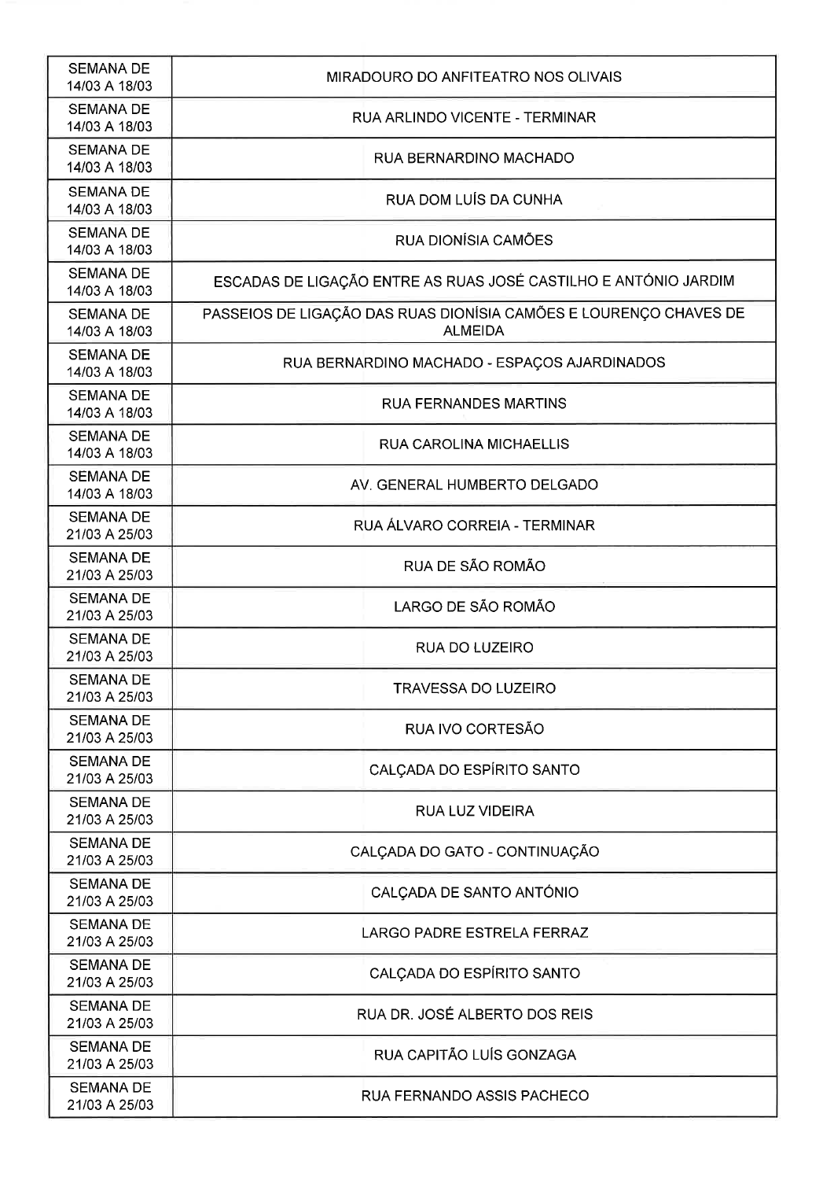| | |
|---|---|
| SEMANA DE 14/03 A 18/03 | MIRADOURO DO ANFITEATRO NOS OLIVAIS |
| SEMANA DE 14/03 A 18/03 | RUA ARLINDO VICENTE - TERMINAR |
| SEMANA DE 14/03 A 18/03 | RUA BERNARDINO MACHADO |
| SEMANA DE 14/03 A 18/03 | RUA DOM LUÍS DA CUNHA |
| SEMANA DE 14/03 A 18/03 | RUA DIONÍSIA CAMÕES |
| SEMANA DE 14/03 A 18/03 | ESCADAS DE LIGAÇÃO ENTRE AS RUAS JOSÉ CASTILHO E ANTÓNIO JARDIM |
| SEMANA DE 14/03 A 18/03 | PASSEIOS DE LIGAÇÃO DAS RUAS DIONÍSIA CAMÕES E LOURENÇO CHAVES DE ALMEIDA |
| SEMANA DE 14/03 A 18/03 | RUA BERNARDINO MACHADO - ESPAÇOS AJARDINADOS |
| SEMANA DE 14/03 A 18/03 | RUA FERNANDES MARTINS |
| SEMANA DE 14/03 A 18/03 | RUA CAROLINA MICHAELLIS |
| SEMANA DE 14/03 A 18/03 | AV. GENERAL HUMBERTO DELGADO |
| SEMANA DE 21/03 A 25/03 | RUA ÁLVARO CORREIA - TERMINAR |
| SEMANA DE 21/03 A 25/03 | RUA DE SÃO ROMÃO |
| SEMANA DE 21/03 A 25/03 | LARGO DE SÃO ROMÃO |
| SEMANA DE 21/03 A 25/03 | RUA DO LUZEIRO |
| SEMANA DE 21/03 A 25/03 | TRAVESSA DO LUZEIRO |
| SEMANA DE 21/03 A 25/03 | RUA IVO CORTESÃO |
| SEMANA DE 21/03 A 25/03 | CALÇADA DO ESPÍRITO SANTO |
| SEMANA DE 21/03 A 25/03 | RUA LUZ VIDEIRA |
| SEMANA DE 21/03 A 25/03 | CALÇADA DO GATO - CONTINUAÇÃO |
| SEMANA DE 21/03 A 25/03 | CALÇADA DE SANTO ANTÓNIO |
| SEMANA DE 21/03 A 25/03 | LARGO PADRE ESTRELA FERRAZ |
| SEMANA DE 21/03 A 25/03 | CALÇADA DO ESPÍRITO SANTO |
| SEMANA DE 21/03 A 25/03 | RUA DR. JOSÉ ALBERTO DOS REIS |
| SEMANA DE 21/03 A 25/03 | RUA CAPITÃO LUÍS GONZAGA |
| SEMANA DE 21/03 A 25/03 | RUA FERNANDO ASSIS PACHECO |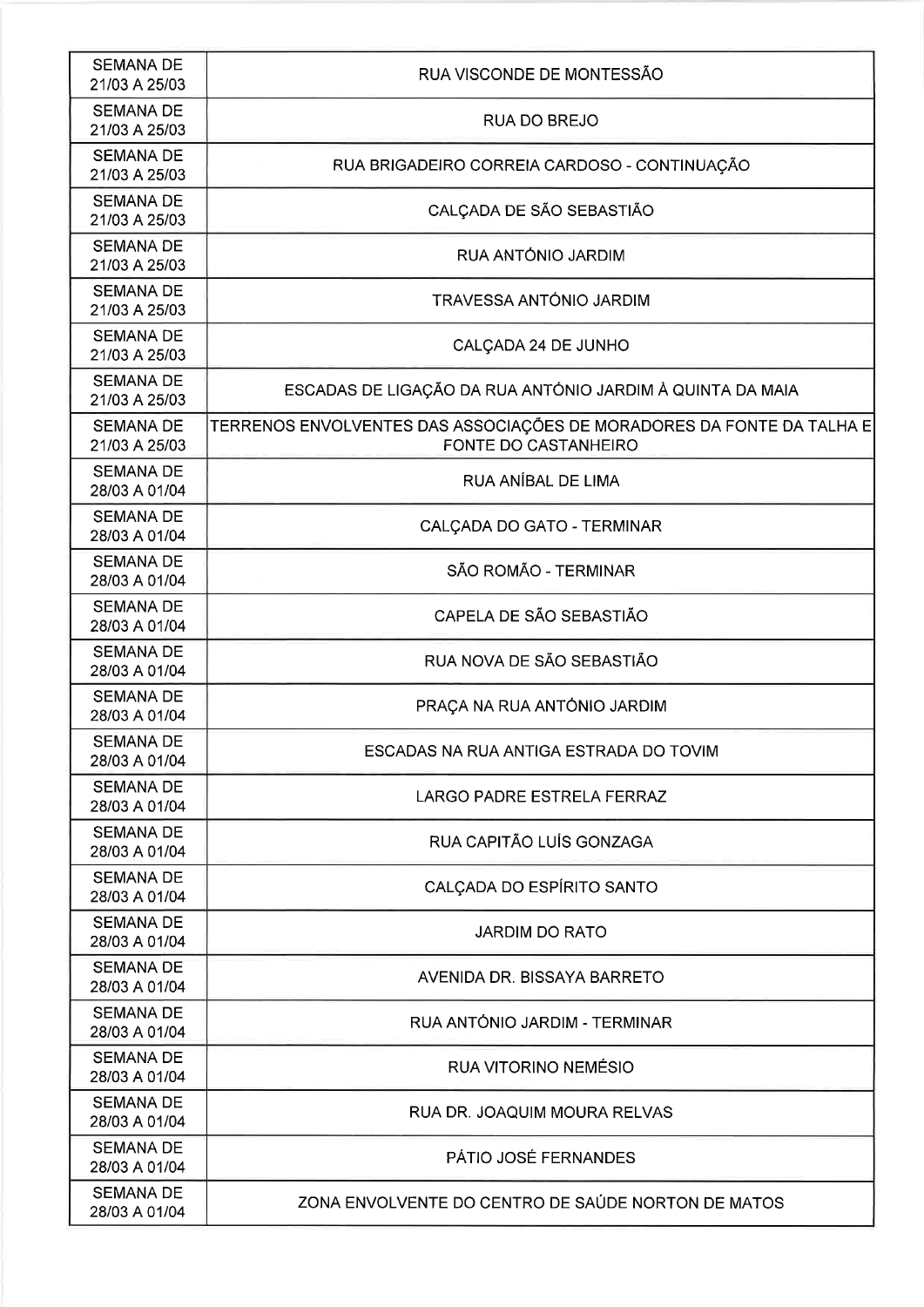| | |
|---|---|
| SEMANA DE 21/03 A 25/03 | RUA VISCONDE DE MONTESSÃO |
| SEMANA DE 21/03 A 25/03 | RUA DO BREJO |
| SEMANA DE 21/03 A 25/03 | RUA BRIGADEIRO CORREIA CARDOSO - CONTINUAÇÃO |
| SEMANA DE 21/03 A 25/03 | CALÇADA DE SÃO SEBASTIÃO |
| SEMANA DE 21/03 A 25/03 | RUA ANTÓNIO JARDIM |
| SEMANA DE 21/03 A 25/03 | TRAVESSA ANTÓNIO JARDIM |
| SEMANA DE 21/03 A 25/03 | CALÇADA 24 DE JUNHO |
| SEMANA DE 21/03 A 25/03 | ESCADAS DE LIGAÇÃO DA RUA ANTÓNIO JARDIM À QUINTA DA MAIA |
| SEMANA DE 21/03 A 25/03 | TERRENOS ENVOLVENTES DAS ASSOCIAÇÕES DE MORADORES DA FONTE DA TALHA E FONTE DO CASTANHEIRO |
| SEMANA DE 28/03 A 01/04 | RUA ANÍBAL DE LIMA |
| SEMANA DE 28/03 A 01/04 | CALÇADA DO GATO - TERMINAR |
| SEMANA DE 28/03 A 01/04 | SÃO ROMÃO - TERMINAR |
| SEMANA DE 28/03 A 01/04 | CAPELA DE SÃO SEBASTIÃO |
| SEMANA DE 28/03 A 01/04 | RUA NOVA DE SÃO SEBASTIÃO |
| SEMANA DE 28/03 A 01/04 | PRAÇA NA RUA ANTÓNIO JARDIM |
| SEMANA DE 28/03 A 01/04 | ESCADAS NA RUA ANTIGA ESTRADA DO TOVIM |
| SEMANA DE 28/03 A 01/04 | LARGO PADRE ESTRELA FERRAZ |
| SEMANA DE 28/03 A 01/04 | RUA CAPITÃO LUÍS GONZAGA |
| SEMANA DE 28/03 A 01/04 | CALÇADA DO ESPÍRITO SANTO |
| SEMANA DE 28/03 A 01/04 | JARDIM DO RATO |
| SEMANA DE 28/03 A 01/04 | AVENIDA DR. BISSAYA BARRETO |
| SEMANA DE 28/03 A 01/04 | RUA ANTÓNIO JARDIM - TERMINAR |
| SEMANA DE 28/03 A 01/04 | RUA VITORINO NEMÉSIO |
| SEMANA DE 28/03 A 01/04 | RUA DR. JOAQUIM MOURA RELVAS |
| SEMANA DE 28/03 A 01/04 | PÁTIO JOSÉ FERNANDES |
| SEMANA DE 28/03 A 01/04 | ZONA ENVOLVENTE DO CENTRO DE SAÚDE NORTON DE MATOS |